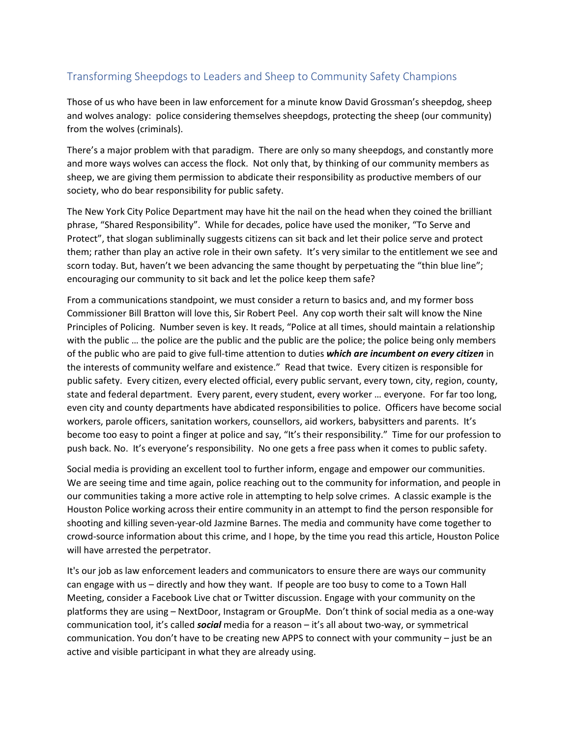## Transforming Sheepdogs to Leaders and Sheep to Community Safety Champions

Those of us who have been in law enforcement for a minute know David Grossman's sheepdog, sheep and wolves analogy: police considering themselves sheepdogs, protecting the sheep (our community) from the wolves (criminals).

There's a major problem with that paradigm. There are only so many sheepdogs, and constantly more and more ways wolves can access the flock. Not only that, by thinking of our community members as sheep, we are giving them permission to abdicate their responsibility as productive members of our society, who do bear responsibility for public safety.

The New York City Police Department may have hit the nail on the head when they coined the brilliant phrase, "Shared Responsibility". While for decades, police have used the moniker, "To Serve and Protect", that slogan subliminally suggests citizens can sit back and let their police serve and protect them; rather than play an active role in their own safety. It's very similar to the entitlement we see and scorn today. But, haven't we been advancing the same thought by perpetuating the "thin blue line"; encouraging our community to sit back and let the police keep them safe?

From a communications standpoint, we must consider a return to basics and, and my former boss Commissioner Bill Bratton will love this, Sir Robert Peel. Any cop worth their salt will know the Nine Principles of Policing. Number seven is key. It reads, "Police at all times, should maintain a relationship with the public … the police are the public and the public are the police; the police being only members of the public who are paid to give full-time attention to duties ***which are incumbent on every citizen*** in the interests of community welfare and existence." Read that twice. Every citizen is responsible for public safety. Every citizen, every elected official, every public servant, every town, city, region, county, state and federal department. Every parent, every student, every worker … everyone. For far too long, even city and county departments have abdicated responsibilities to police. Officers have become social workers, parole officers, sanitation workers, counsellors, aid workers, babysitters and parents. It's become too easy to point a finger at police and say, "It's their responsibility." Time for our profession to push back. No. It's everyone's responsibility. No one gets a free pass when it comes to public safety.

Social media is providing an excellent tool to further inform, engage and empower our communities. We are seeing time and time again, police reaching out to the community for information, and people in our communities taking a more active role in attempting to help solve crimes. A classic example is the Houston Police working across their entire community in an attempt to find the person responsible for shooting and killing seven-year-old Jazmine Barnes. The media and community have come together to crowd-source information about this crime, and I hope, by the time you read this article, Houston Police will have arrested the perpetrator.

It's our job as law enforcement leaders and communicators to ensure there are ways our community can engage with us – directly and how they want. If people are too busy to come to a Town Hall Meeting, consider a Facebook Live chat or Twitter discussion. Engage with your community on the platforms they are using – NextDoor, Instagram or GroupMe. Don't think of social media as a one-way communication tool, it's called ***social*** media for a reason – it's all about two-way, or symmetrical communication. You don't have to be creating new APPS to connect with your community – just be an active and visible participant in what they are already using.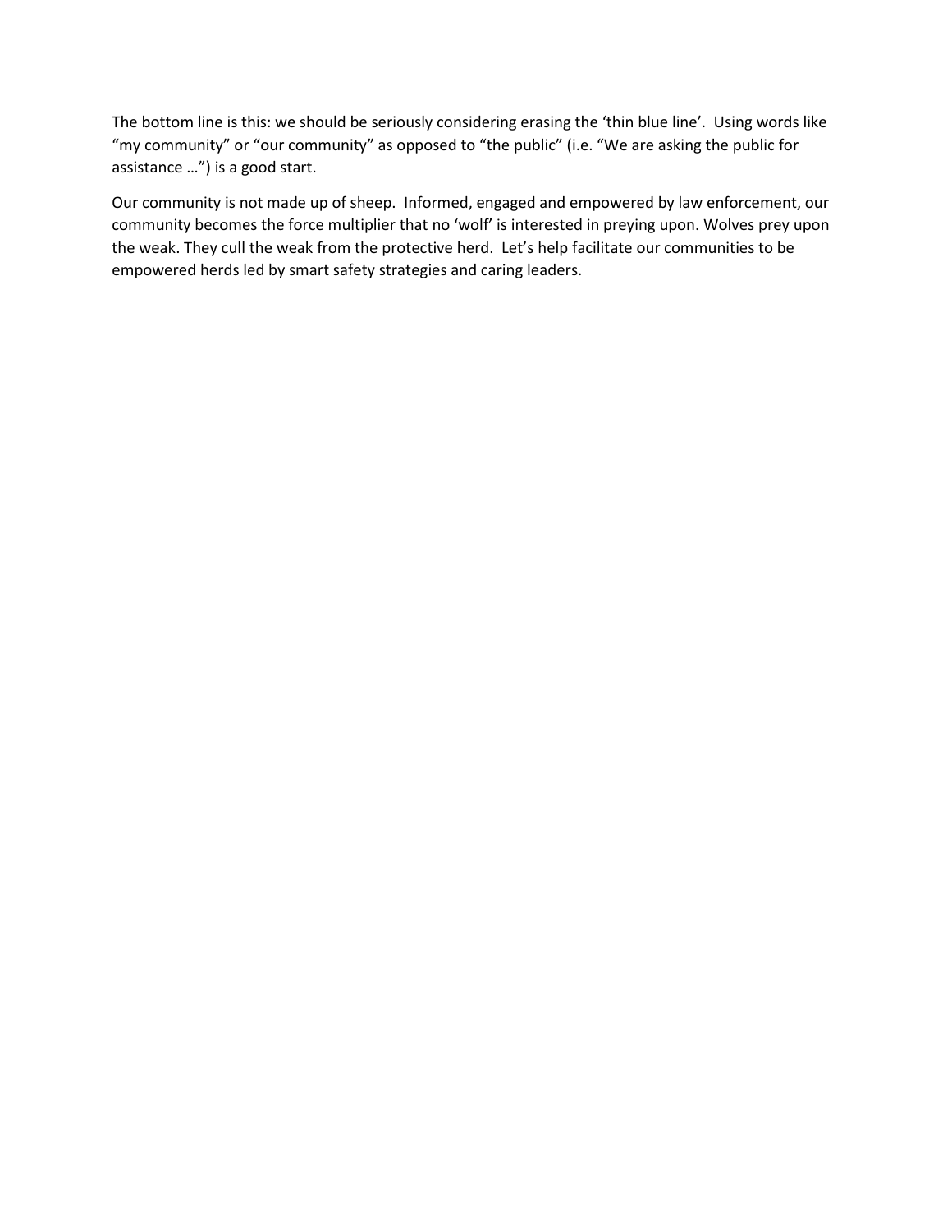The bottom line is this: we should be seriously considering erasing the 'thin blue line'. Using words like "my community" or "our community" as opposed to "the public" (i.e. "We are asking the public for assistance …") is a good start.

Our community is not made up of sheep. Informed, engaged and empowered by law enforcement, our community becomes the force multiplier that no 'wolf' is interested in preying upon. Wolves prey upon the weak. They cull the weak from the protective herd. Let's help facilitate our communities to be empowered herds led by smart safety strategies and caring leaders.